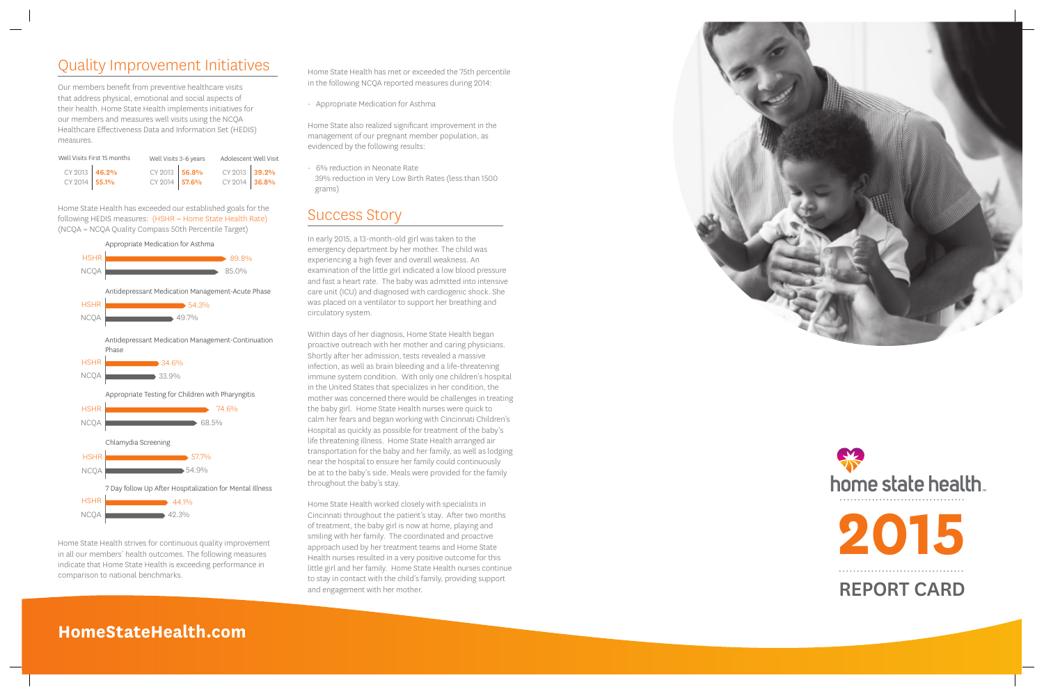## Quality Improvement Initiatives

Our members benefit from preventive healthcare visits that address physical, emotional and social aspects of their health. Home State Health implements initiatives for our members and measures well visits using the NCQA Healthcare Effectiveness Data and Information Set (HEDIS) measures.

| Well Visits First 15 months | | Well Visits 3–6 years | | Adolescent Well Visit | |
|---|---|---|---|---|---|
| CY 2013 | **46.2%** | CY 2013 | **56.8%** | CY 2013 | **39.2%** |
| CY 2014 | **55.1%** | CY 2014 | **57.6%** | CY 2014 | **36.8%** |

Home State Health has exceeded our established goals for the following HEDIS measures: (HSHR = Home State Health Rate) (NCQA = NCQA Quality Compass 50th Percentile Target)

| Measure | HSHR | NCQA |
|---|---|---|
| Appropriate Medication for Asthma | 89.8% | 85.0% |
| Antidepressant Medication Management-Acute Phase | 54.3% | 49.7% |
| Antidepressant Medication Management-Continuation Phase | 34.6% | 33.9% |
| Appropriate Testing for Children with Pharyngitis | 74.6% | 68.5% |
| Chlamydia Screening | 57.7% | 54.9% |
| 7 Day follow Up After Hospitalization for Mental Illness | 44.1% | 42.3% |

Home State Health strives for continuous quality improvement in all our members' health outcomes. The following measures indicate that Home State Health is exceeding performance in comparison to national benchmarks.

Home State Health has met or exceeded the 75th percentile in the following NCQA reported measures during 2014:

- Appropriate Medication for Asthma

Home State also realized significant improvement in the management of our pregnant member population, as evidenced by the following results:

- 6% reduction in Neonate Rate
  39% reduction in Very Low Birth Rates (less than 1500 grams)

## Success Story

In early 2015, a 13-month-old girl was taken to the emergency department by her mother. The child was experiencing a high fever and overall weakness. An examination of the little girl indicated a low blood pressure and fast a heart rate. The baby was admitted into intensive care unit (ICU) and diagnosed with cardiogenic shock. She was placed on a ventilator to support her breathing and circulatory system.

Within days of her diagnosis, Home State Health began proactive outreach with her mother and caring physicians. Shortly after her admission, tests revealed a massive infection, as well as brain bleeding and a life-threatening immune system condition. With only one children's hospital in the United States that specializes in her condition, the mother was concerned there would be challenges in treating the baby girl. Home State Health nurses were quick to calm her fears and began working with Cincinnati Children's Hospital as quickly as possible for treatment of the baby's life threatening illness. Home State Health arranged air transportation for the baby and her family, as well as lodging near the hospital to ensure her family could continuously be at to the baby's side. Meals were provided for the family throughout the baby's stay.

Home State Health worked closely with specialists in Cincinnati throughout the patient's stay. After two months of treatment, the baby girl is now at home, playing and smiling with her family. The coordinated and proactive approach used by her treatment teams and Home State Health nurses resulted in a very positive outcome for this little girl and her family. Home State Health nurses continue to stay in contact with the child's family, providing support and engagement with her mother.

home state health™

# 2015

## REPORT CARD

**HomeStateHealth.com**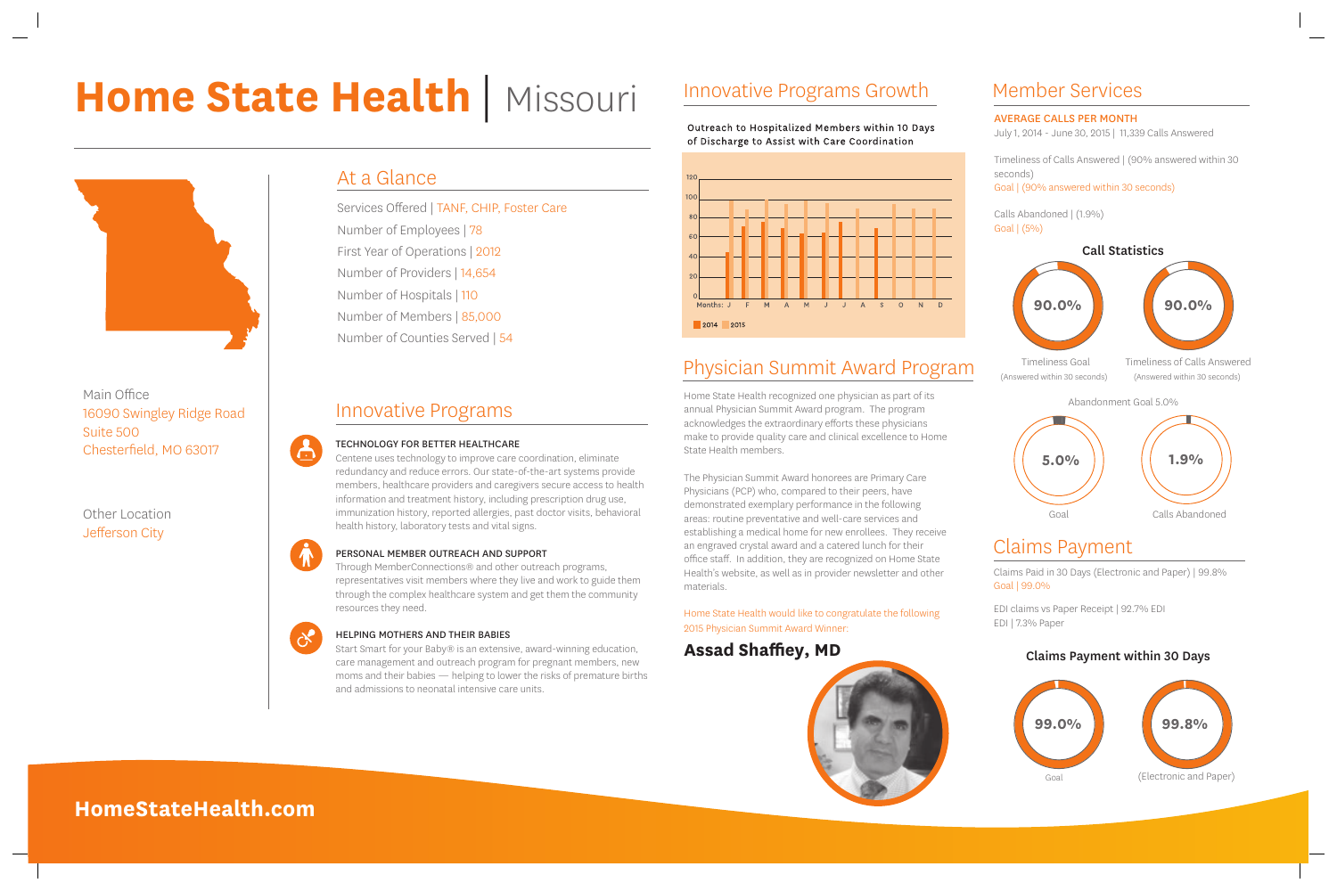# Home State Health | Missouri

Main Office
16090 Swingley Ridge Road
Suite 500
Chesterfield, MO 63017

Other Location
Jefferson City

## At a Glance

Services Offered | TANF, CHIP, Foster Care
Number of Employees | 78
First Year of Operations | 2012
Number of Providers | 14,654
Number of Hospitals | 110
Number of Members | 85,000
Number of Counties Served | 54

## Innovative Programs

### TECHNOLOGY FOR BETTER HEALTHCARE

Centene uses technology to improve care coordination, eliminate redundancy and reduce errors. Our state-of-the-art systems provide members, healthcare providers and caregivers secure access to health information and treatment history, including prescription drug use, immunization history, reported allergies, past doctor visits, behavioral health history, laboratory tests and vital signs.

### PERSONAL MEMBER OUTREACH AND SUPPORT

Through MemberConnections® and other outreach programs, representatives visit members where they live and work to guide them through the complex healthcare system and get them the community resources they need.

### HELPING MOTHERS AND THEIR BABIES

Start Smart for your Baby® is an extensive, award-winning education, care management and outreach program for pregnant members, new moms and their babies — helping to lower the risks of premature births and admissions to neonatal intensive care units.

## Innovative Programs Growth

Outreach to Hospitalized Members within 10 Days of Discharge to Assist with Care Coordination

120
100
80
60
40
20
0
Months: J F M A M J J A S O N D
2014 2015

## Physician Summit Award Program

Home State Health recognized one physician as part of its annual Physician Summit Award program. The program acknowledges the extraordinary efforts these physicians make to provide quality care and clinical excellence to Home State Health members.

The Physician Summit Award honorees are Primary Care Physicians (PCP) who, compared to their peers, have demonstrated exemplary performance in the following areas: routine preventative and well-care services and establishing a medical home for new enrollees. They receive an engraved crystal award and a catered lunch for their office staff. In addition, they are recognized on Home State Health's website, as well as in provider newsletter and other materials.

Home State Health would like to congratulate the following 2015 Physician Summit Award Winner:

**Assad Shaffiey, MD**

## Member Services

AVERAGE CALLS PER MONTH
July 1, 2014 - June 30, 2015 | 11,339 Calls Answered

Timeliness of Calls Answered | (90% answered within 30 seconds)
Goal | (90% answered within 30 seconds)

Calls Abandoned | (1.9%)
Goal | (5%)

### Call Statistics

90.0%
Timeliness Goal
(Answered within 30 seconds)

90.0%
Timeliness of Calls Answered
(Answered within 30 seconds)

Abandonment Goal 5.0%

5.0%
Goal

1.9%
Calls Abandoned

## Claims Payment

Claims Paid in 30 Days (Electronic and Paper) | 99.8%
Goal | 99.0%

EDI claims vs Paper Receipt | 92.7% EDI
EDI | 7.3% Paper

### Claims Payment within 30 Days

99.0%
Goal

99.8%
(Electronic and Paper)

HomeStateHealth.com